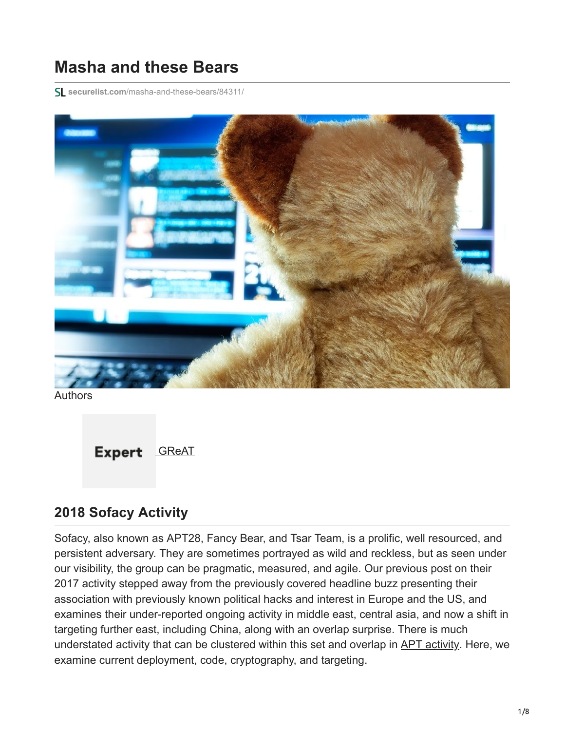# Masha and these Bears

securelist.com/masha-and-these-bears/84311/

Authors

Expert [GReAT]

## 2018 Sofacy Activity

Sofacy, also known as APT28, Fancy Bear, and Tsar Team, is a prolific, well resourced, and persistent adversary. They are sometimes portrayed as wild and reckless, but as seen under our visibility, the group can be pragmatic, measured, and agile. Our previous post on their 2017 activity stepped away from the previously covered headline buzz presenting their association with previously known political hacks and interest in Europe and the US, and examines their under-reported ongoing activity in middle east, central asia, and now a shift in targeting further east, including China, along with an overlap surprise. There is much understated activity that can be clustered within this set and overlap in APT activity. Here, we examine current deployment, code, cryptography, and targeting.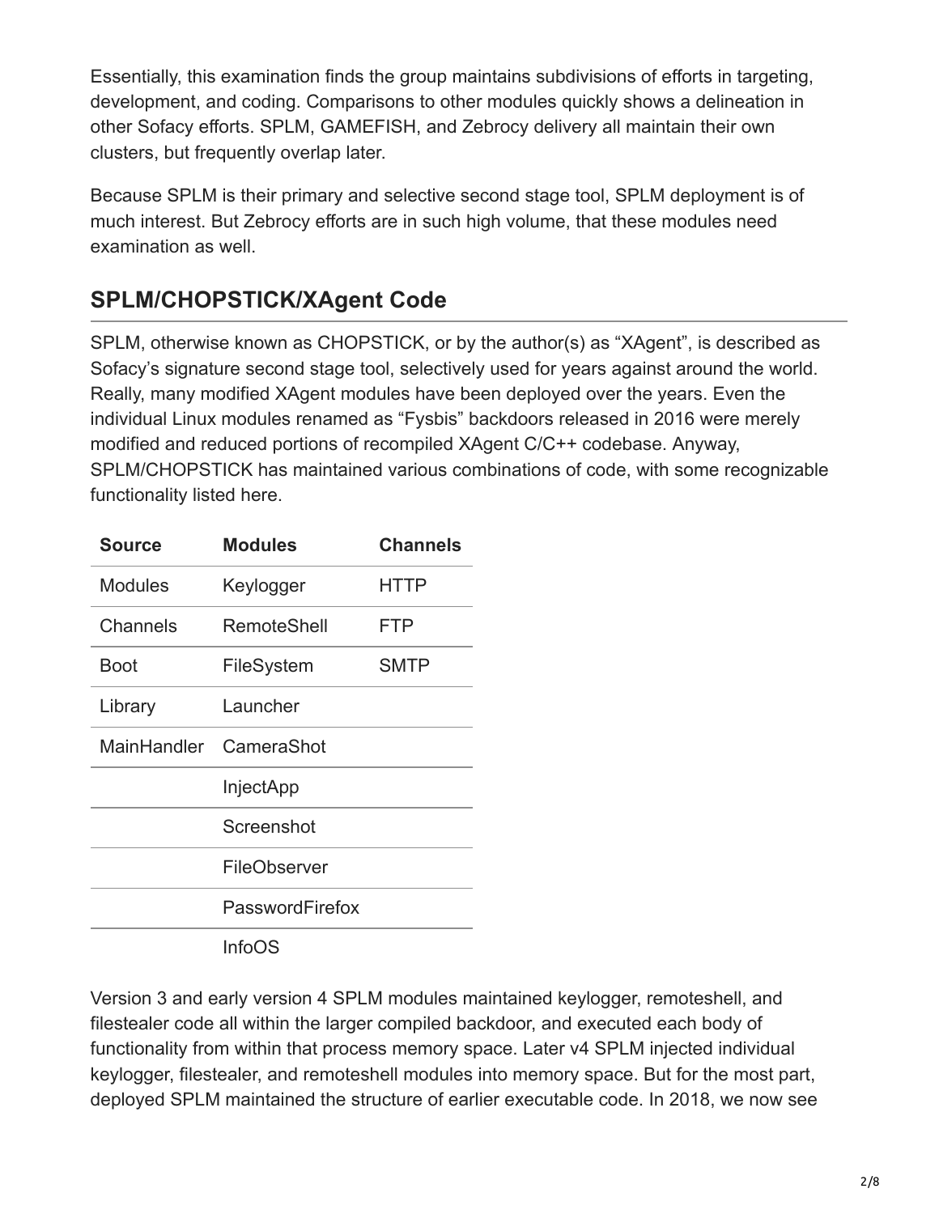Essentially, this examination finds the group maintains subdivisions of efforts in targeting, development, and coding. Comparisons to other modules quickly shows a delineation in other Sofacy efforts. SPLM, GAMEFISH, and Zebrocy delivery all maintain their own clusters, but frequently overlap later.

Because SPLM is their primary and selective second stage tool, SPLM deployment is of much interest. But Zebrocy efforts are in such high volume, that these modules need examination as well.

## SPLM/CHOPSTICK/XAgent Code

SPLM, otherwise known as CHOPSTICK, or by the author(s) as "XAgent", is described as Sofacy's signature second stage tool, selectively used for years against around the world. Really, many modified XAgent modules have been deployed over the years. Even the individual Linux modules renamed as "Fysbis" backdoors released in 2016 were merely modified and reduced portions of recompiled XAgent C/C++ codebase. Anyway, SPLM/CHOPSTICK has maintained various combinations of code, with some recognizable functionality listed here.

| Source | Modules | Channels |
|---|---|---|
| Modules | Keylogger | HTTP |
| Channels | RemoteShell | FTP |
| Boot | FileSystem | SMTP |
| Library | Launcher | |
| MainHandler | CameraShot | |
| | InjectApp | |
| | Screenshot | |
| | FileObserver | |
| | PasswordFirefox | |
| | InfoOS | |

Version 3 and early version 4 SPLM modules maintained keylogger, remoteshell, and filestealer code all within the larger compiled backdoor, and executed each body of functionality from within that process memory space. Later v4 SPLM injected individual keylogger, filestealer, and remoteshell modules into memory space. But for the most part, deployed SPLM maintained the structure of earlier executable code. In 2018, we now see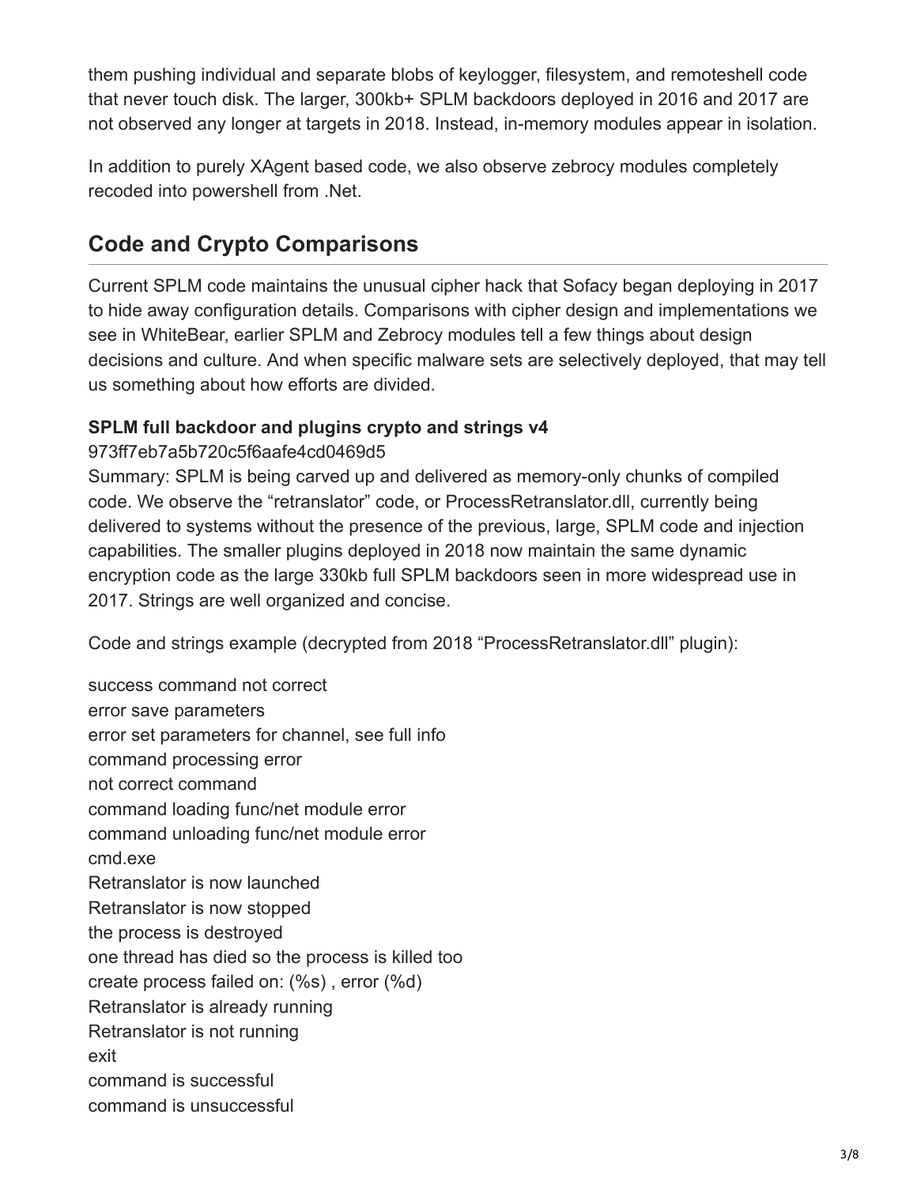them pushing individual and separate blobs of keylogger, filesystem, and remoteshell code that never touch disk. The larger, 300kb+ SPLM backdoors deployed in 2016 and 2017 are not observed any longer at targets in 2018. Instead, in-memory modules appear in isolation.

In addition to purely XAgent based code, we also observe zebrocy modules completely recoded into powershell from .Net.

## Code and Crypto Comparisons

Current SPLM code maintains the unusual cipher hack that Sofacy began deploying in 2017 to hide away configuration details. Comparisons with cipher design and implementations we see in WhiteBear, earlier SPLM and Zebrocy modules tell a few things about design decisions and culture. And when specific malware sets are selectively deployed, that may tell us something about how efforts are divided.

**SPLM full backdoor and plugins crypto and strings v4**

973ff7eb7a5b720c5f6aafe4cd0469d5

Summary: SPLM is being carved up and delivered as memory-only chunks of compiled code. We observe the "retranslator" code, or ProcessRetranslator.dll, currently being delivered to systems without the presence of the previous, large, SPLM code and injection capabilities. The smaller plugins deployed in 2018 now maintain the same dynamic encryption code as the large 330kb full SPLM backdoors seen in more widespread use in 2017. Strings are well organized and concise.

Code and strings example (decrypted from 2018 "ProcessRetranslator.dll" plugin):

```
success command not correct
error save parameters
error set parameters for channel, see full info
command processing error
not correct command
command loading func/net module error
command unloading func/net module error
cmd.exe
Retranslator is now launched
Retranslator is now stopped
the process is destroyed
one thread has died so the process is killed too
create process failed on: (%s) , error (%d)
Retranslator is already running
Retranslator is not running
exit
command is successful
command is unsuccessful
```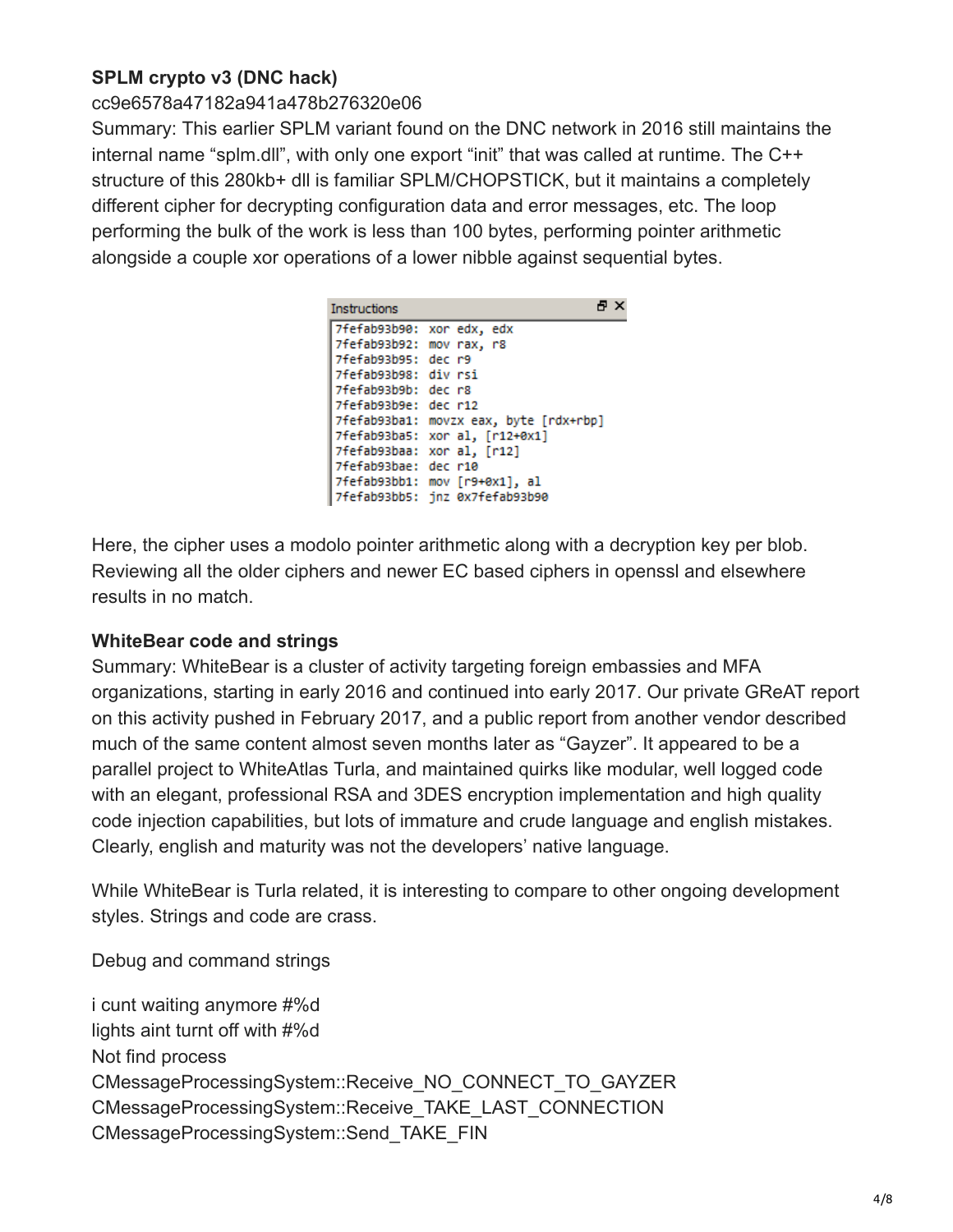**SPLM crypto v3 (DNC hack)**

cc9e6578a47182a941a478b276320e06

Summary: This earlier SPLM variant found on the DNC network in 2016 still maintains the internal name "splm.dll", with only one export "init" that was called at runtime. The C++ structure of this 280kb+ dll is familiar SPLM/CHOPSTICK, but it maintains a completely different cipher for decrypting configuration data and error messages, etc. The loop performing the bulk of the work is less than 100 bytes, performing pointer arithmetic alongside a couple xor operations of a lower nibble against sequential bytes.

```
Instructions
7fefab93b90: xor edx, edx
7fefab93b92: mov rax, r8
7fefab93b95: dec r9
7fefab93b98: div rsi
7fefab93b9b: dec r8
7fefab93b9e: dec r12
7fefab93ba1: movzx eax, byte [rdx+rbp]
7fefab93ba5: xor al, [r12+0x1]
7fefab93baa: xor al, [r12]
7fefab93bae: dec r10
7fefab93bb1: mov [r9+0x1], al
7fefab93bb5: jnz 0x7fefab93b90
```

Here, the cipher uses a modolo pointer arithmetic along with a decryption key per blob. Reviewing all the older ciphers and newer EC based ciphers in openssl and elsewhere results in no match.

**WhiteBear code and strings**

Summary: WhiteBear is a cluster of activity targeting foreign embassies and MFA organizations, starting in early 2016 and continued into early 2017. Our private GReAT report on this activity pushed in February 2017, and a public report from another vendor described much of the same content almost seven months later as "Gayzer". It appeared to be a parallel project to WhiteAtlas Turla, and maintained quirks like modular, well logged code with an elegant, professional RSA and 3DES encryption implementation and high quality code injection capabilities, but lots of immature and crude language and english mistakes. Clearly, english and maturity was not the developers' native language.

While WhiteBear is Turla related, it is interesting to compare to other ongoing development styles. Strings and code are crass.

Debug and command strings

i cunt waiting anymore #%d
lights aint turnt off with #%d
Not find process
CMessageProcessingSystem::Receive_NO_CONNECT_TO_GAYZER
CMessageProcessingSystem::Receive_TAKE_LAST_CONNECTION
CMessageProcessingSystem::Send_TAKE_FIN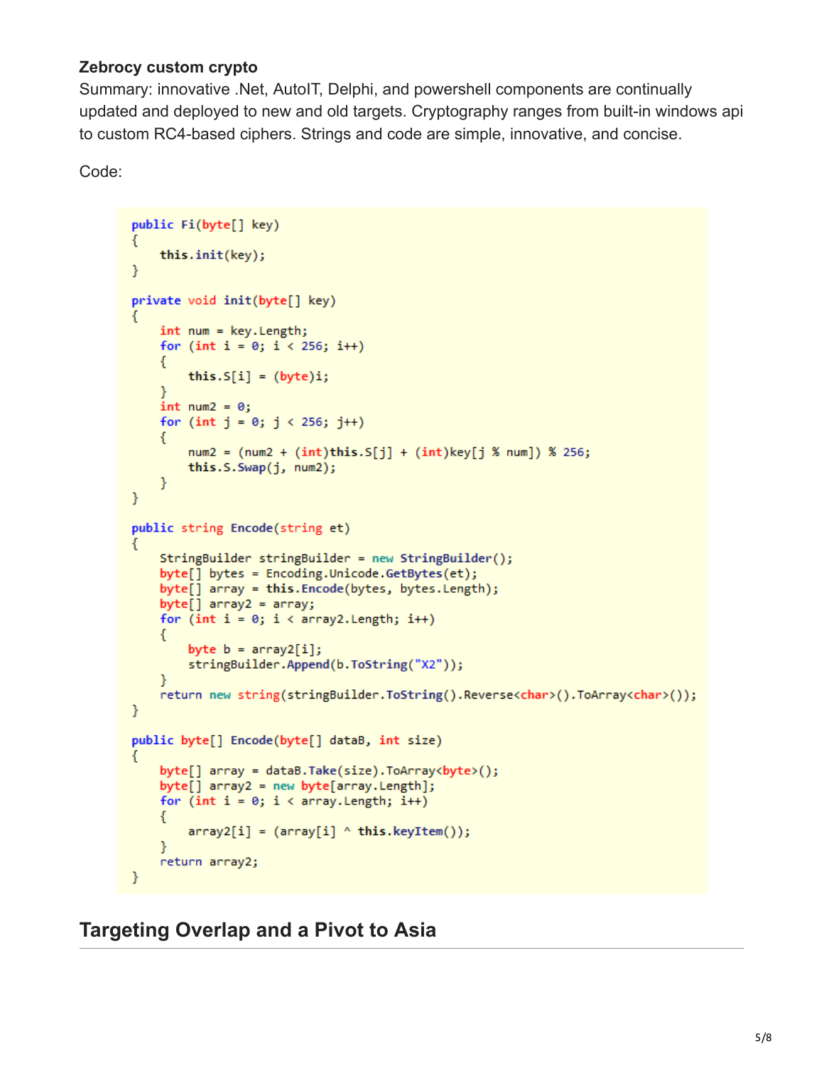**Zebrocy custom crypto**

Summary: innovative .Net, AutoIT, Delphi, and powershell components are continually updated and deployed to new and old targets. Cryptography ranges from built-in windows api to custom RC4-based ciphers. Strings and code are simple, innovative, and concise.

Code:

```
public Fi(byte[] key)
{
    this.init(key);
}

private void init(byte[] key)
{
    int num = key.Length;
    for (int i = 0; i < 256; i++)
    {
        this.S[i] = (byte)i;
    }
    int num2 = 0;
    for (int j = 0; j < 256; j++)
    {
        num2 = (num2 + (int)this.S[j] + (int)key[j % num]) % 256;
        this.S.Swap(j, num2);
    }
}

public string Encode(string et)
{
    StringBuilder stringBuilder = new StringBuilder();
    byte[] bytes = Encoding.Unicode.GetBytes(et);
    byte[] array = this.Encode(bytes, bytes.Length);
    byte[] array2 = array;
    for (int i = 0; i < array2.Length; i++)
    {
        byte b = array2[i];
        stringBuilder.Append(b.ToString("X2"));
    }
    return new string(stringBuilder.ToString().Reverse<char>().ToArray<char>());
}

public byte[] Encode(byte[] dataB, int size)
{
    byte[] array = dataB.Take(size).ToArray<byte>();
    byte[] array2 = new byte[array.Length];
    for (int i = 0; i < array.Length; i++)
    {
        array2[i] = (array[i] ^ this.keyItem());
    }
    return array2;
}
```

## Targeting Overlap and a Pivot to Asia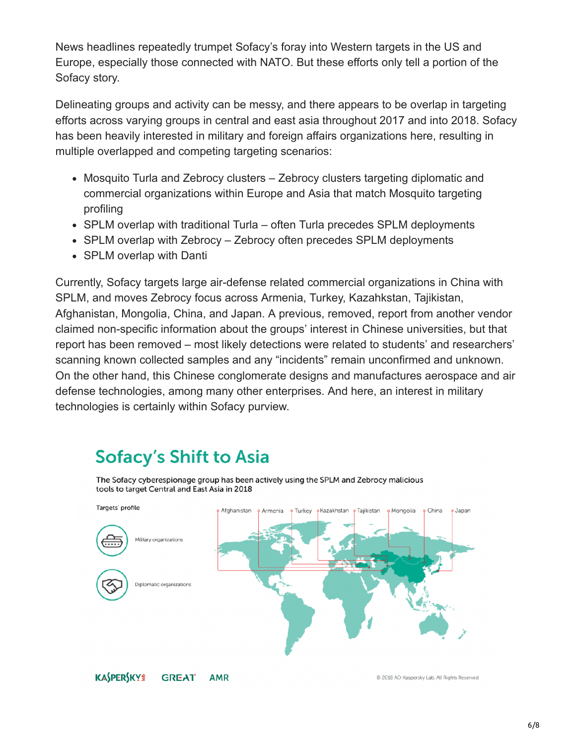News headlines repeatedly trumpet Sofacy's foray into Western targets in the US and Europe, especially those connected with NATO. But these efforts only tell a portion of the Sofacy story.

Delineating groups and activity can be messy, and there appears to be overlap in targeting efforts across varying groups in central and east asia throughout 2017 and into 2018. Sofacy has been heavily interested in military and foreign affairs organizations here, resulting in multiple overlapped and competing targeting scenarios:

- Mosquito Turla and Zebrocy clusters – Zebrocy clusters targeting diplomatic and commercial organizations within Europe and Asia that match Mosquito targeting profiling
- SPLM overlap with traditional Turla – often Turla precedes SPLM deployments
- SPLM overlap with Zebrocy – Zebrocy often precedes SPLM deployments
- SPLM overlap with Danti

Currently, Sofacy targets large air-defense related commercial organizations in China with SPLM, and moves Zebrocy focus across Armenia, Turkey, Kazahkstan, Tajikistan, Afghanistan, Mongolia, China, and Japan. A previous, removed, report from another vendor claimed non-specific information about the groups' interest in Chinese universities, but that report has been removed – most likely detections were related to students' and researchers' scanning known collected samples and any "incidents" remain unconfirmed and unknown. On the other hand, this Chinese conglomerate designs and manufactures aerospace and air defense technologies, among many other enterprises. And here, an interest in military technologies is certainly within Sofacy purview.

## Sofacy's Shift to Asia

The Sofacy cyberespionage group has been actively using the SPLM and Zebrocy malicious tools to target Central and East Asia in 2018

Targets' profile

Military organizations

Diplomatic organizations

Afghanistan, Armenia, Turkey, Kazakhstan, Tajikistan, Mongolia, China, Japan

KASPERSKY GREAT AMR

© 2018 AO Kaspersky Lab. All Rights Reserved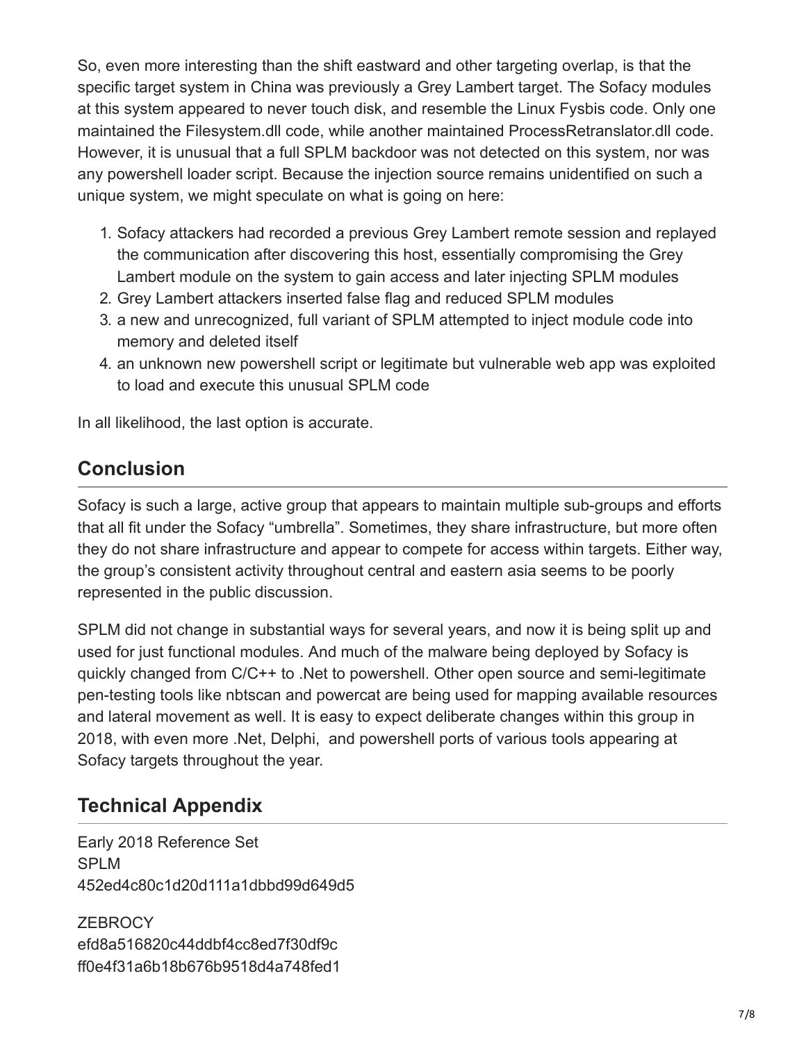So, even more interesting than the shift eastward and other targeting overlap, is that the specific target system in China was previously a Grey Lambert target. The Sofacy modules at this system appeared to never touch disk, and resemble the Linux Fysbis code. Only one maintained the Filesystem.dll code, while another maintained ProcessRetranslator.dll code. However, it is unusual that a full SPLM backdoor was not detected on this system, nor was any powershell loader script. Because the injection source remains unidentified on such a unique system, we might speculate on what is going on here:

1. Sofacy attackers had recorded a previous Grey Lambert remote session and replayed the communication after discovering this host, essentially compromising the Grey Lambert module on the system to gain access and later injecting SPLM modules
2. Grey Lambert attackers inserted false flag and reduced SPLM modules
3. a new and unrecognized, full variant of SPLM attempted to inject module code into memory and deleted itself
4. an unknown new powershell script or legitimate but vulnerable web app was exploited to load and execute this unusual SPLM code

In all likelihood, the last option is accurate.

## Conclusion

Sofacy is such a large, active group that appears to maintain multiple sub-groups and efforts that all fit under the Sofacy "umbrella". Sometimes, they share infrastructure, but more often they do not share infrastructure and appear to compete for access within targets. Either way, the group's consistent activity throughout central and eastern asia seems to be poorly represented in the public discussion.

SPLM did not change in substantial ways for several years, and now it is being split up and used for just functional modules. And much of the malware being deployed by Sofacy is quickly changed from C/C++ to .Net to powershell. Other open source and semi-legitimate pen-testing tools like nbtscan and powercat are being used for mapping available resources and lateral movement as well. It is easy to expect deliberate changes within this group in 2018, with even more .Net, Delphi, and powershell ports of various tools appearing at Sofacy targets throughout the year.

## Technical Appendix

Early 2018 Reference Set
SPLM
452ed4c80c1d20d111a1dbbd99d649d5

ZEBROCY
efd8a516820c44ddbf4cc8ed7f30df9c
ff0e4f31a6b18b676b9518d4a748fed1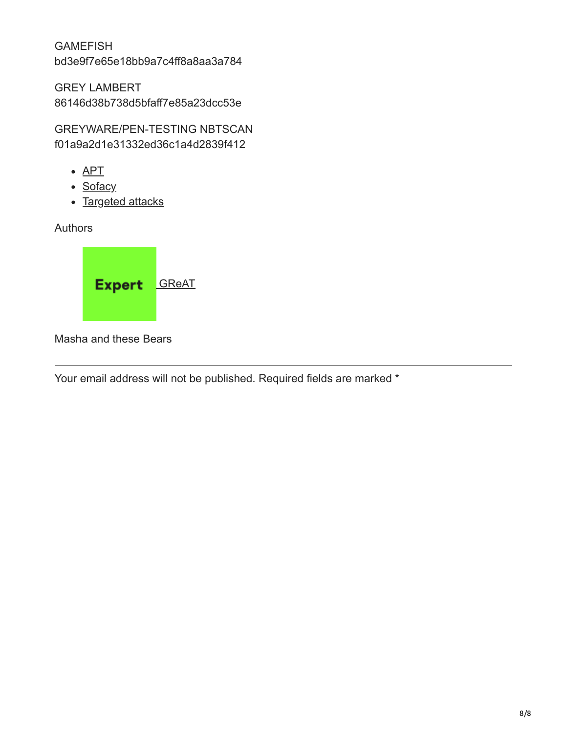GAMEFISH
bd3e9f7e65e18bb9a7c4ff8a8aa3a784

GREY LAMBERT
86146d38b738d5bfaff7e85a23dcc53e

GREYWARE/PEN-TESTING NBTSCAN
f01a9a2d1e31332ed36c1a4d2839f412

- APT
- Sofacy
- Targeted attacks

Authors

Expert GReAT

Masha and these Bears

---

Your email address will not be published. Required fields are marked *